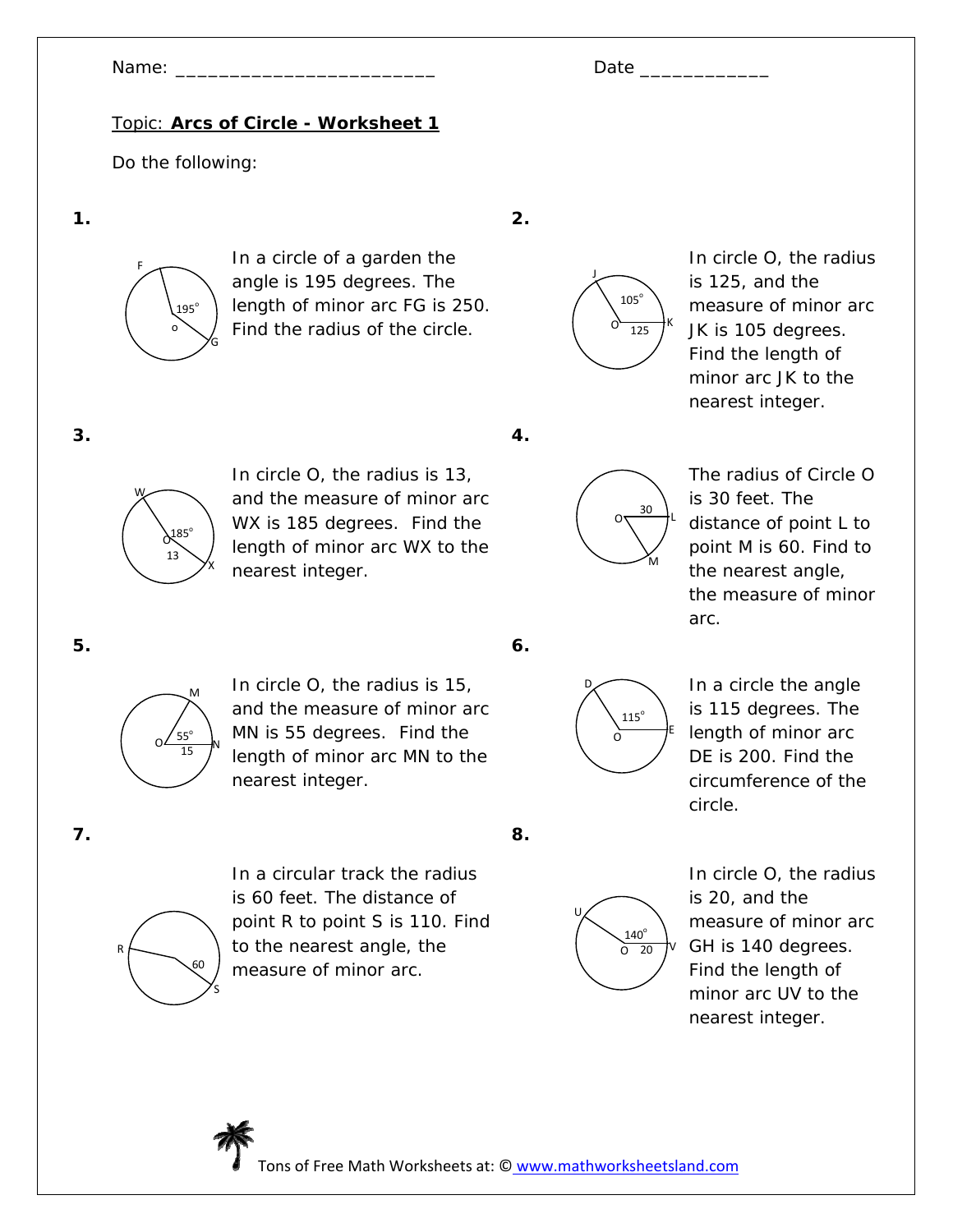Name: ________________________ Date ____________

Topic: **Arcs of Circle - Worksheet 1**

Do the following:

**1.**

In a circle of a garden the angle is 195 degrees. The length of minor arc FG is 250. Find the radius of the circle.

**2.**

In circle O, the radius is 125, and the measure of minor arc JK is 105 degrees. Find the length of minor arc JK to the nearest integer.

**3.**

In circle O, the radius is 13, and the measure of minor arc WX is 185 degrees. Find the length of minor arc WX to the nearest integer.

**4.**

The radius of Circle O is 30 feet. The distance of point L to point M is 60. Find to the nearest angle, the measure of minor arc.

**5.**

In circle O, the radius is 15, and the measure of minor arc MN is 55 degrees. Find the length of minor arc MN to the nearest integer.

**6.**

In a circle the angle is 115 degrees. The length of minor arc DE is 200. Find the circumference of the circle.

**7.**

In a circular track the radius is 60 feet. The distance of point R to point S is 110. Find to the nearest angle, the measure of minor arc.

**8.**

In circle O, the radius is 20, and the measure of minor arc GH is 140 degrees. Find the length of minor arc UV to the nearest integer.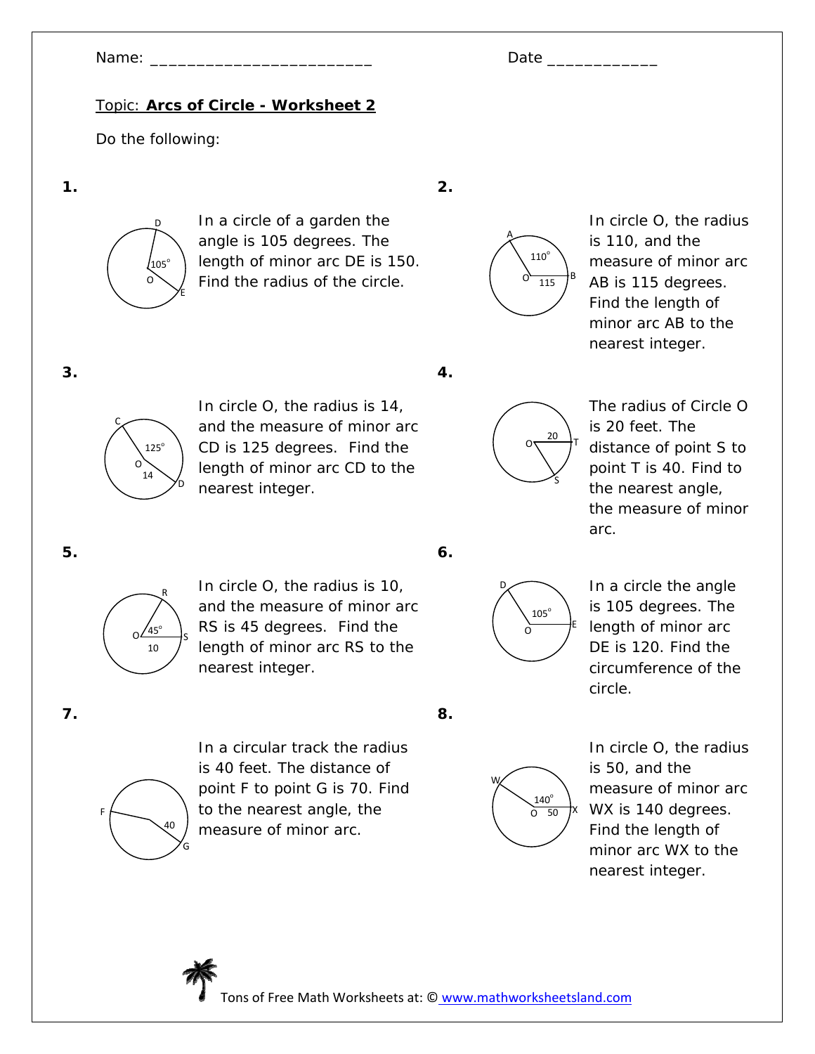Name: ________________________ Date ____________

Topic: **Arcs of Circle - Worksheet 2**

Do the following:

**1.**

In a circle of a garden the angle is 105 degrees. The length of minor arc DE is 150. Find the radius of the circle.

**2.**

In circle O, the radius is 110, and the measure of minor arc AB is 115 degrees. Find the length of minor arc AB to the nearest integer.

**3.**

In circle O, the radius is 14, and the measure of minor arc CD is 125 degrees. Find the length of minor arc CD to the nearest integer.

**4.**

The radius of Circle O is 20 feet. The distance of point S to point T is 40. Find to the nearest angle, the measure of minor arc.

**5.**

In circle O, the radius is 10, and the measure of minor arc RS is 45 degrees. Find the length of minor arc RS to the nearest integer.

**6.**

In a circle the angle is 105 degrees. The length of minor arc DE is 120. Find the circumference of the circle.

**7.**

In a circular track the radius is 40 feet. The distance of point F to point G is 70. Find to the nearest angle, the measure of minor arc.

**8.**

In circle O, the radius is 50, and the measure of minor arc WX is 140 degrees. Find the length of minor arc WX to the nearest integer.

Tons of Free Math Worksheets at: © www.mathworksheetsland.com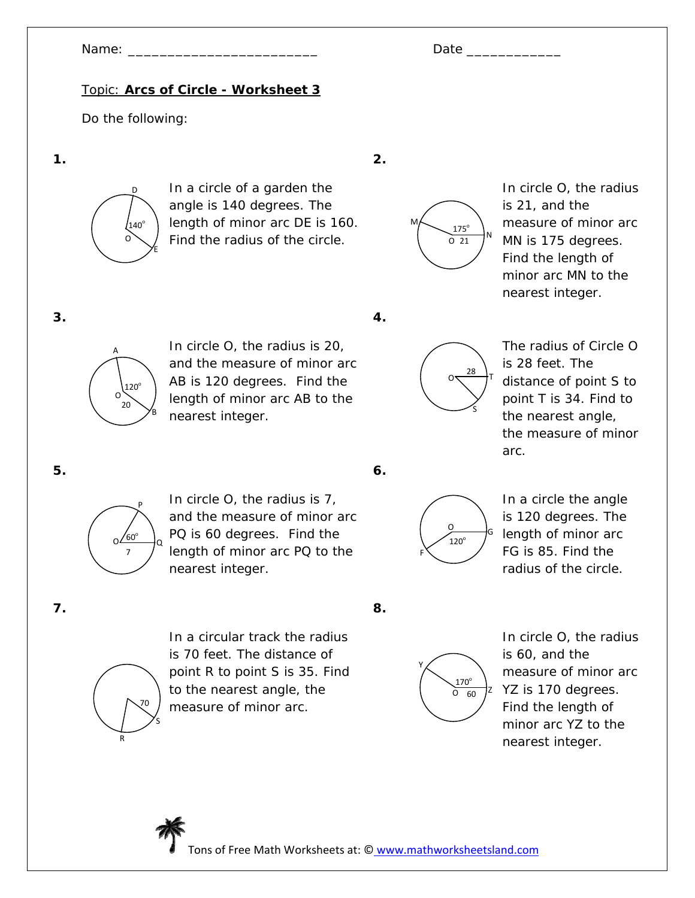Name: ________________________ Date ____________

Topic: **Arcs of Circle - Worksheet 3**

Do the following:

**1.**

In a circle of a garden the angle is 140 degrees. The length of minor arc DE is 160. Find the radius of the circle.

**2.**

In circle O, the radius is 21, and the measure of minor arc MN is 175 degrees. Find the length of minor arc MN to the nearest integer.

**3.**

In circle O, the radius is 20, and the measure of minor arc AB is 120 degrees. Find the length of minor arc AB to the nearest integer.

**4.**

The radius of Circle O is 28 feet. The distance of point S to point T is 34. Find to the nearest angle, the measure of minor arc.

**5.**

In circle O, the radius is 7, and the measure of minor arc PQ is 60 degrees. Find the length of minor arc PQ to the nearest integer.

**6.**

In a circle the angle is 120 degrees. The length of minor arc FG is 85. Find the radius of the circle.

**7.**

In a circular track the radius is 70 feet. The distance of point R to point S is 35. Find to the nearest angle, the measure of minor arc.

**8.**

In circle O, the radius is 60, and the measure of minor arc YZ is 170 degrees. Find the length of minor arc YZ to the nearest integer.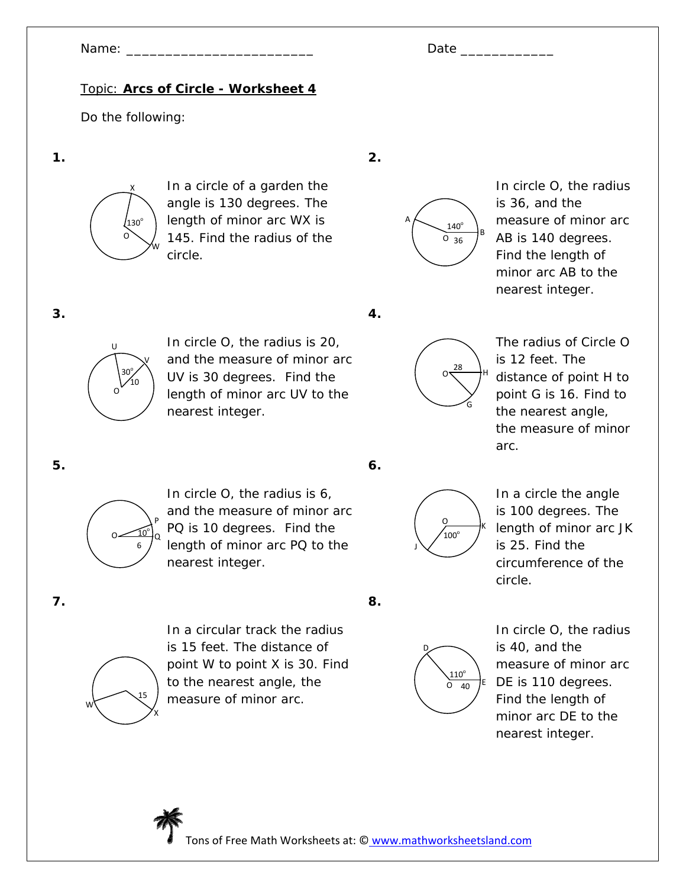Name: ________________________ Date ____________

Topic: **Arcs of Circle - Worksheet 4**

Do the following:

**1.** In a circle of a garden the angle is 130 degrees. The length of minor arc WX is 145. Find the radius of the circle.

**2.** In circle O, the radius is 36, and the measure of minor arc AB is 140 degrees. Find the length of minor arc AB to the nearest integer.

**3.** In circle O, the radius is 20, and the measure of minor arc UV is 30 degrees. Find the length of minor arc UV to the nearest integer.

**4.** The radius of Circle O is 12 feet. The distance of point H to point G is 16. Find to the nearest angle, the measure of minor arc.

**5.** In circle O, the radius is 6, and the measure of minor arc PQ is 10 degrees. Find the length of minor arc PQ to the nearest integer.

**6.** In a circle the angle is 100 degrees. The length of minor arc JK is 25. Find the circumference of the circle.

**7.** In a circular track the radius is 15 feet. The distance of point W to point X is 30. Find to the nearest angle, the measure of minor arc.

**8.** In circle O, the radius is 40, and the measure of minor arc DE is 110 degrees. Find the length of minor arc DE to the nearest integer.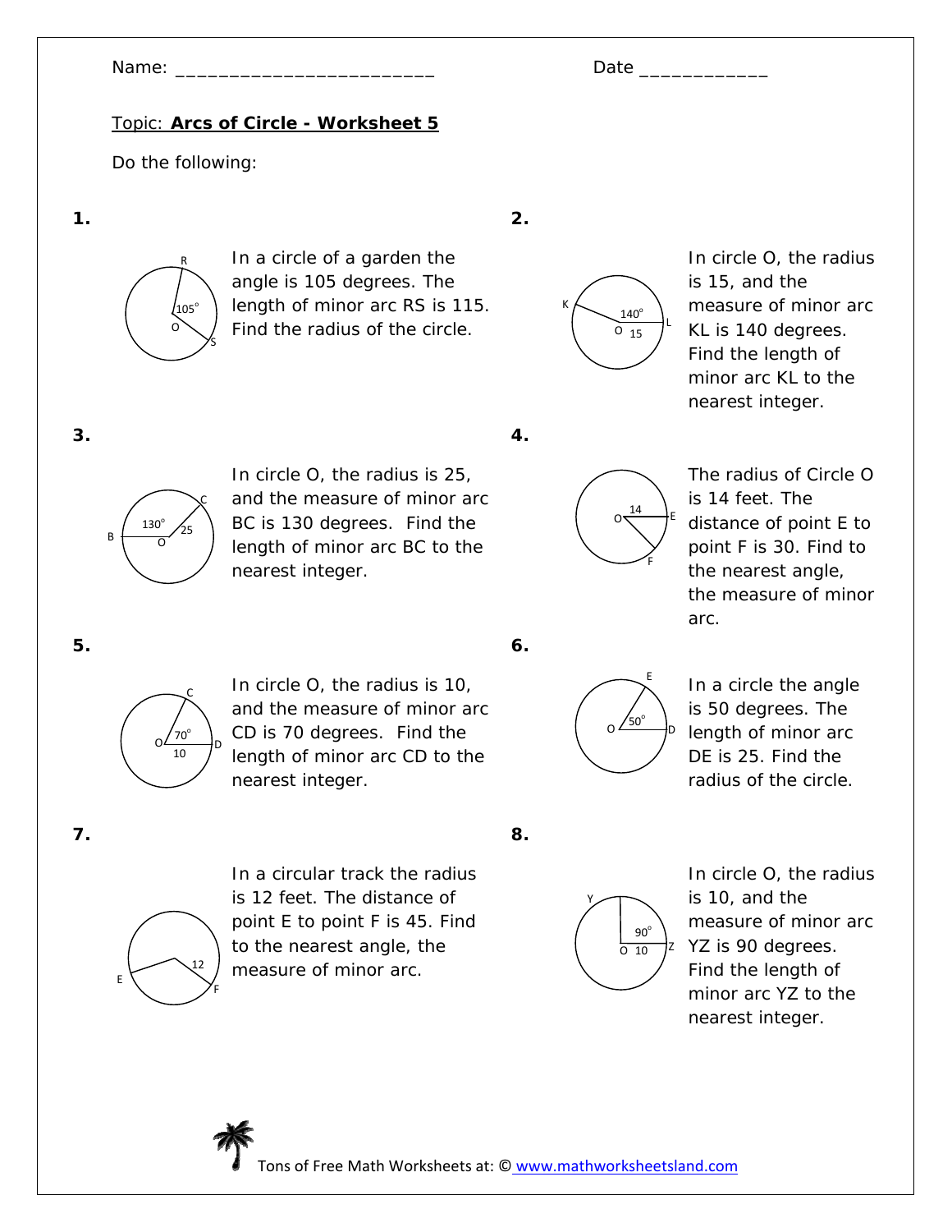Name: ________________________ Date ____________

Topic: **Arcs of Circle - Worksheet 5**

Do the following:

**1.**

R
105°
O
S

In a circle of a garden the angle is 105 degrees. The length of minor arc RS is 115. Find the radius of the circle.

**2.**

K
140°
O 15
L

In circle O, the radius is 15, and the measure of minor arc KL is 140 degrees. Find the length of minor arc KL to the nearest integer.

**3.**

C
130°
25
B
O

In circle O, the radius is 25, and the measure of minor arc BC is 130 degrees. Find the length of minor arc BC to the nearest integer.

**4.**

O
14
E
F

The radius of Circle O is 14 feet. The distance of point E to point F is 30. Find to the nearest angle, the measure of minor arc.

**5.**

C
O
70°
10
D

In circle O, the radius is 10, and the measure of minor arc CD is 70 degrees. Find the length of minor arc CD to the nearest integer.

**6.**

E
O
50°
D

In a circle the angle is 50 degrees. The length of minor arc DE is 25. Find the radius of the circle.

**7.**

12
E
F

In a circular track the radius is 12 feet. The distance of point E to point F is 45. Find to the nearest angle, the measure of minor arc.

**8.**

Y
90°
O 10
Z

In circle O, the radius is 10, and the measure of minor arc YZ is 90 degrees. Find the length of minor arc YZ to the nearest integer.

Tons of Free Math Worksheets at: © www.mathworksheetsland.com